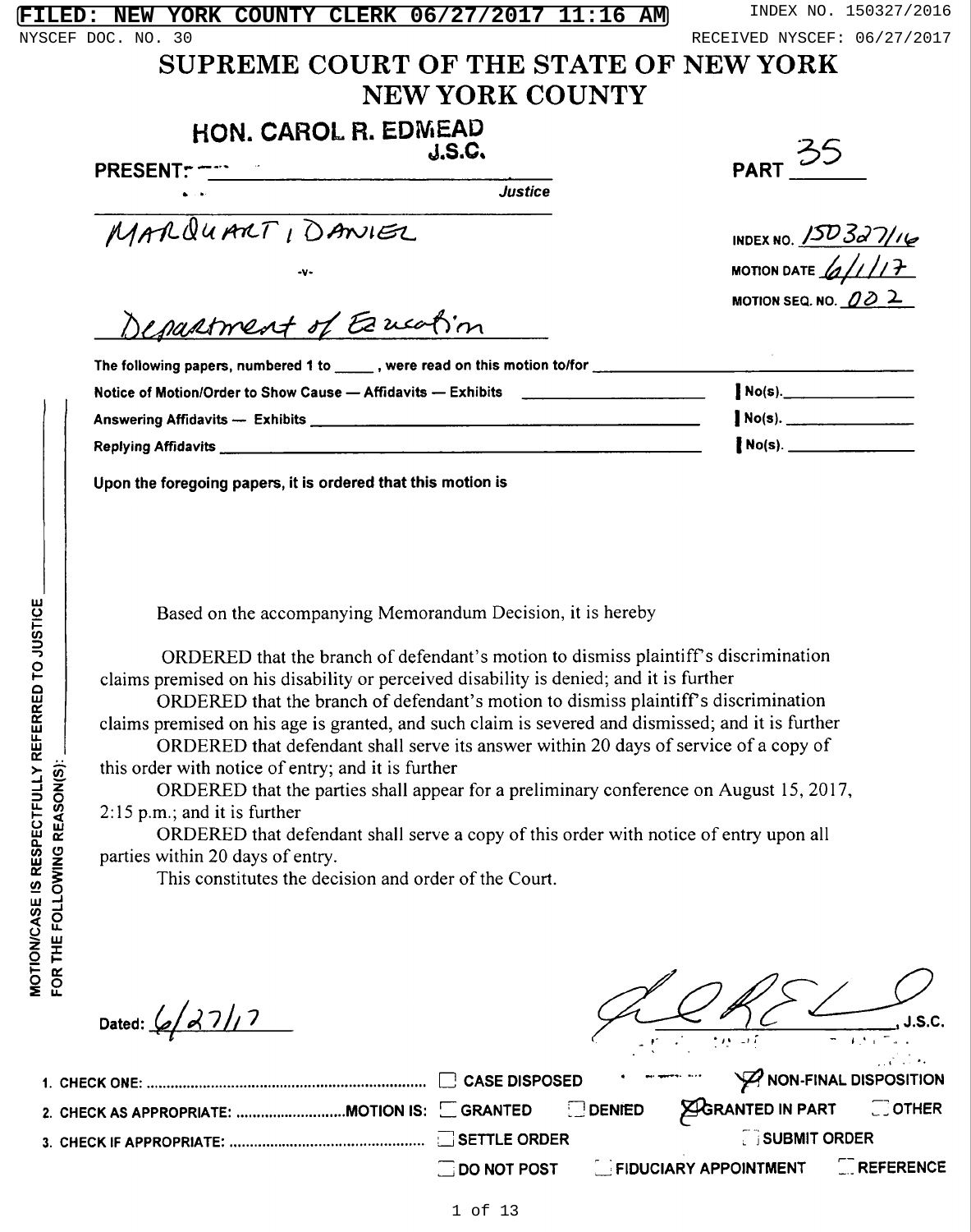FILED: NEW YORK COUNTY CLERK 06/27/2017 11:16 AM

INDEX NO. 150327/2016

NYSCEF DOC. NO. 30

RECEIVED NYSCEF: 06/27/2017

# SUPREME COURT OF THE STATE OF NEW YORK
# NEW YORK COUNTY

PRESENT: HON. CAROL R. EDMEAD, J.S.C.
Justice

PART 35

MARQUART, DANIEL

-v-

Department of Education

INDEX NO. 150327/16

MOTION DATE 6/1/17

MOTION SEQ. NO. 002

The following papers, numbered 1 to \_\_\_\_\_, were read on this motion to/for \_\_\_\_\_

| | |
|---|---|
| Notice of Motion/Order to Show Cause — Affidavits — Exhibits | No(s). |
| Answering Affidavits — Exhibits | No(s). |
| Replying Affidavits | No(s). |

Upon the foregoing papers, it is ordered that this motion is

MOTION/CASE IS RESPECTFULLY REFERRED TO JUSTICE FOR THE FOLLOWING REASON(S):

Based on the accompanying Memorandum Decision, it is hereby

ORDERED that the branch of defendant's motion to dismiss plaintiff's discrimination claims premised on his disability or perceived disability is denied; and it is further

ORDERED that the branch of defendant's motion to dismiss plaintiff's discrimination claims premised on his age is granted, and such claim is severed and dismissed; and it is further

ORDERED that defendant shall serve its answer within 20 days of service of a copy of this order with notice of entry; and it is further

ORDERED that the parties shall appear for a preliminary conference on August 15, 2017, 2:15 p.m.; and it is further

ORDERED that defendant shall serve a copy of this order with notice of entry upon all parties within 20 days of entry.

This constitutes the decision and order of the Court.

Dated: 6/27/17

\_\_\_\_\_\_\_\_\_\_, J.S.C.

1. CHECK ONE: ☐ CASE DISPOSED ☒ NON-FINAL DISPOSITION
2. CHECK AS APPROPRIATE: MOTION IS: ☐ GRANTED ☐ DENIED ☒ GRANTED IN PART ☐ OTHER
3. CHECK IF APPROPRIATE: ☐ SETTLE ORDER ☐ SUBMIT ORDER ☐ DO NOT POST ☐ FIDUCIARY APPOINTMENT ☐ REFERENCE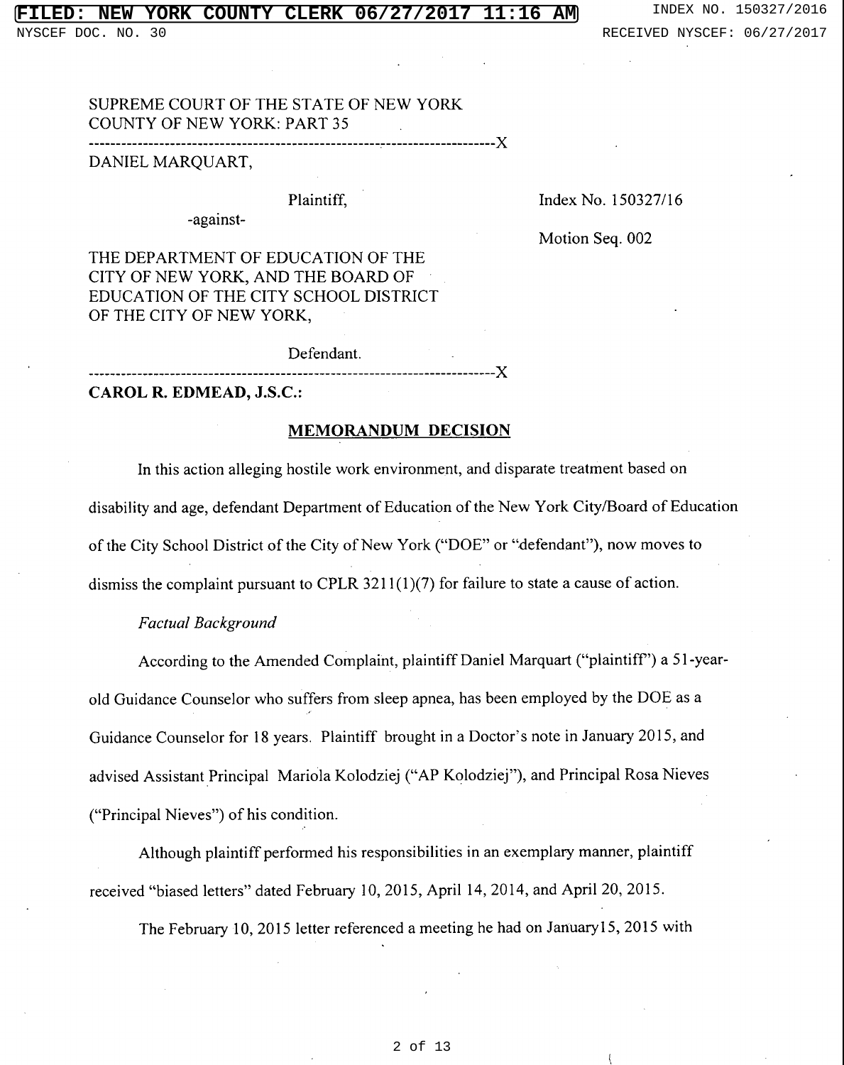SUPREME COURT OF THE STATE OF NEW YORK
COUNTY OF NEW YORK: PART 35

---------------------------------------------------------------------------X

DANIEL MARQUART,

Plaintiff,

-against-

Index No. 150327/16

Motion Seq. 002

THE DEPARTMENT OF EDUCATION OF THE CITY OF NEW YORK, AND THE BOARD OF EDUCATION OF THE CITY SCHOOL DISTRICT OF THE CITY OF NEW YORK,

Defendant.

---------------------------------------------------------------------------X

**CAROL R. EDMEAD, J.S.C.:**

## MEMORANDUM DECISION

In this action alleging hostile work environment, and disparate treatment based on disability and age, defendant Department of Education of the New York City/Board of Education of the City School District of the City of New York ("DOE" or "defendant"), now moves to dismiss the complaint pursuant to CPLR 3211(1)(7) for failure to state a cause of action.

*Factual Background*

According to the Amended Complaint, plaintiff Daniel Marquart ("plaintiff") a 51-year-old Guidance Counselor who suffers from sleep apnea, has been employed by the DOE as a Guidance Counselor for 18 years. Plaintiff brought in a Doctor's note in January 2015, and advised Assistant Principal Mariola Kolodziej ("AP Kolodziej"), and Principal Rosa Nieves ("Principal Nieves") of his condition.

Although plaintiff performed his responsibilities in an exemplary manner, plaintiff received "biased letters" dated February 10, 2015, April 14, 2014, and April 20, 2015.

The February 10, 2015 letter referenced a meeting he had on January15, 2015 with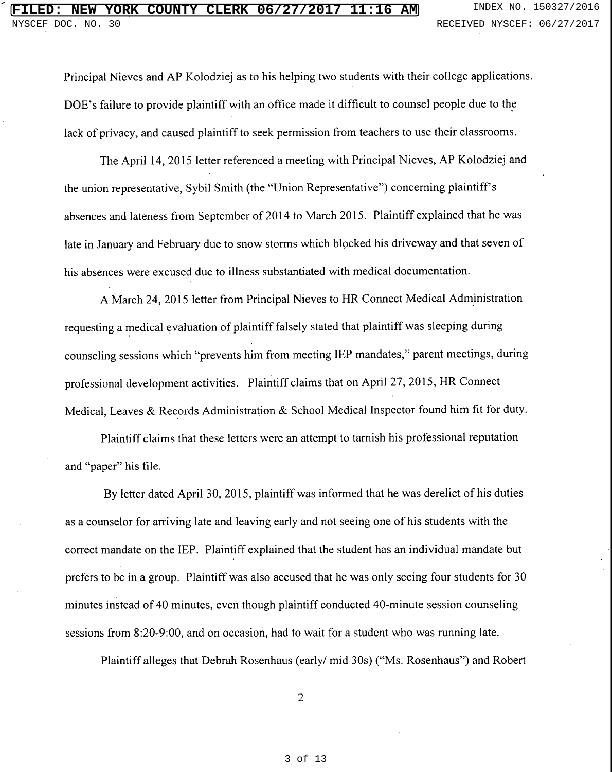Principal Nieves and AP Kolodziej as to his helping two students with their college applications. DOE's failure to provide plaintiff with an office made it difficult to counsel people due to the lack of privacy, and caused plaintiff to seek permission from teachers to use their classrooms.

The April 14, 2015 letter referenced a meeting with Principal Nieves, AP Kolodziej and the union representative, Sybil Smith (the "Union Representative") concerning plaintiff's absences and lateness from September of 2014 to March 2015. Plaintiff explained that he was late in January and February due to snow storms which blocked his driveway and that seven of his absences were excused due to illness substantiated with medical documentation.

A March 24, 2015 letter from Principal Nieves to HR Connect Medical Administration requesting a medical evaluation of plaintiff falsely stated that plaintiff was sleeping during counseling sessions which "prevents him from meeting IEP mandates," parent meetings, during professional development activities. Plaintiff claims that on April 27, 2015, HR Connect Medical, Leaves & Records Administration & School Medical Inspector found him fit for duty.

Plaintiff claims that these letters were an attempt to tarnish his professional reputation and "paper" his file.

By letter dated April 30, 2015, plaintiff was informed that he was derelict of his duties as a counselor for arriving late and leaving early and not seeing one of his students with the correct mandate on the IEP. Plaintiff explained that the student has an individual mandate but prefers to be in a group. Plaintiff was also accused that he was only seeing four students for 30 minutes instead of 40 minutes, even though plaintiff conducted 40-minute session counseling sessions from 8:20-9:00, and on occasion, had to wait for a student who was running late.

Plaintiff alleges that Debrah Rosenhaus (early/ mid 30s) ("Ms. Rosenhaus") and Robert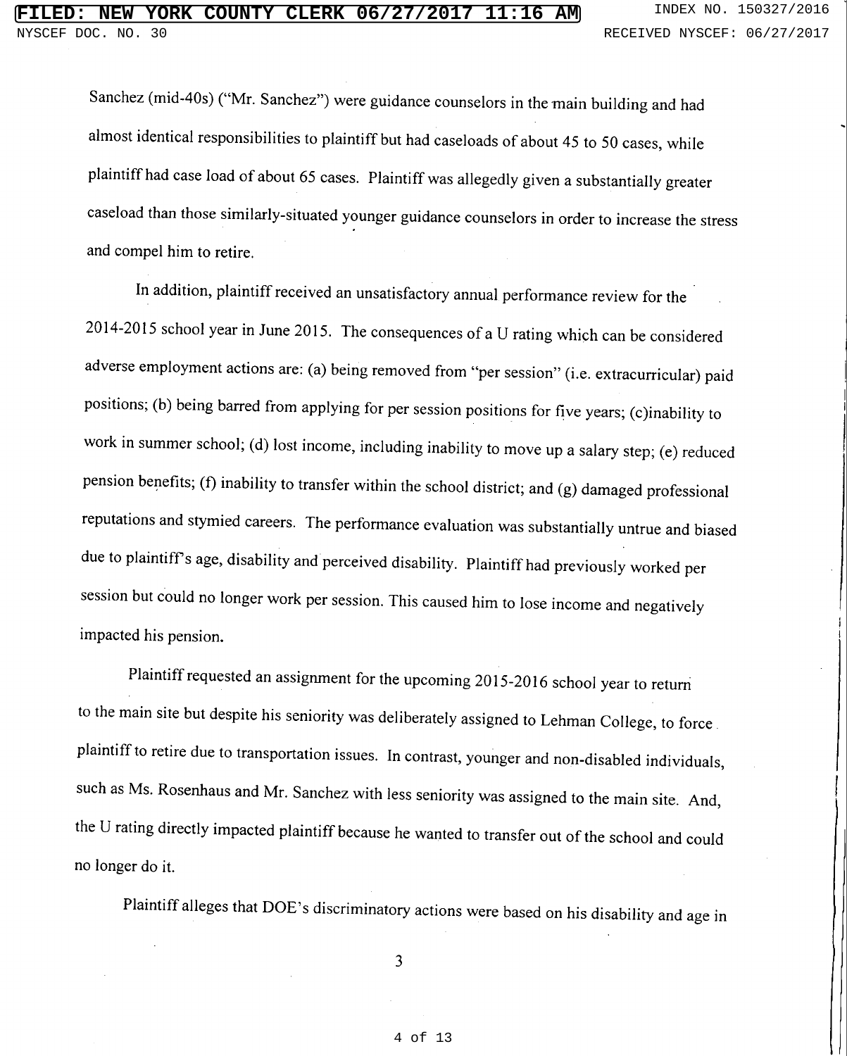Sanchez (mid-40s) ("Mr. Sanchez") were guidance counselors in the main building and had almost identical responsibilities to plaintiff but had caseloads of about 45 to 50 cases, while plaintiff had case load of about 65 cases. Plaintiff was allegedly given a substantially greater caseload than those similarly-situated younger guidance counselors in order to increase the stress and compel him to retire.

In addition, plaintiff received an unsatisfactory annual performance review for the 2014-2015 school year in June 2015. The consequences of a U rating which can be considered adverse employment actions are: (a) being removed from "per session" (i.e. extracurricular) paid positions; (b) being barred from applying for per session positions for five years; (c)inability to work in summer school; (d) lost income, including inability to move up a salary step; (e) reduced pension benefits; (f) inability to transfer within the school district; and (g) damaged professional reputations and stymied careers. The performance evaluation was substantially untrue and biased due to plaintiff's age, disability and perceived disability. Plaintiff had previously worked per session but could no longer work per session. This caused him to lose income and negatively impacted his pension.

Plaintiff requested an assignment for the upcoming 2015-2016 school year to return to the main site but despite his seniority was deliberately assigned to Lehman College, to force plaintiff to retire due to transportation issues. In contrast, younger and non-disabled individuals, such as Ms. Rosenhaus and Mr. Sanchez with less seniority was assigned to the main site. And, the U rating directly impacted plaintiff because he wanted to transfer out of the school and could no longer do it.

Plaintiff alleges that DOE's discriminatory actions were based on his disability and age in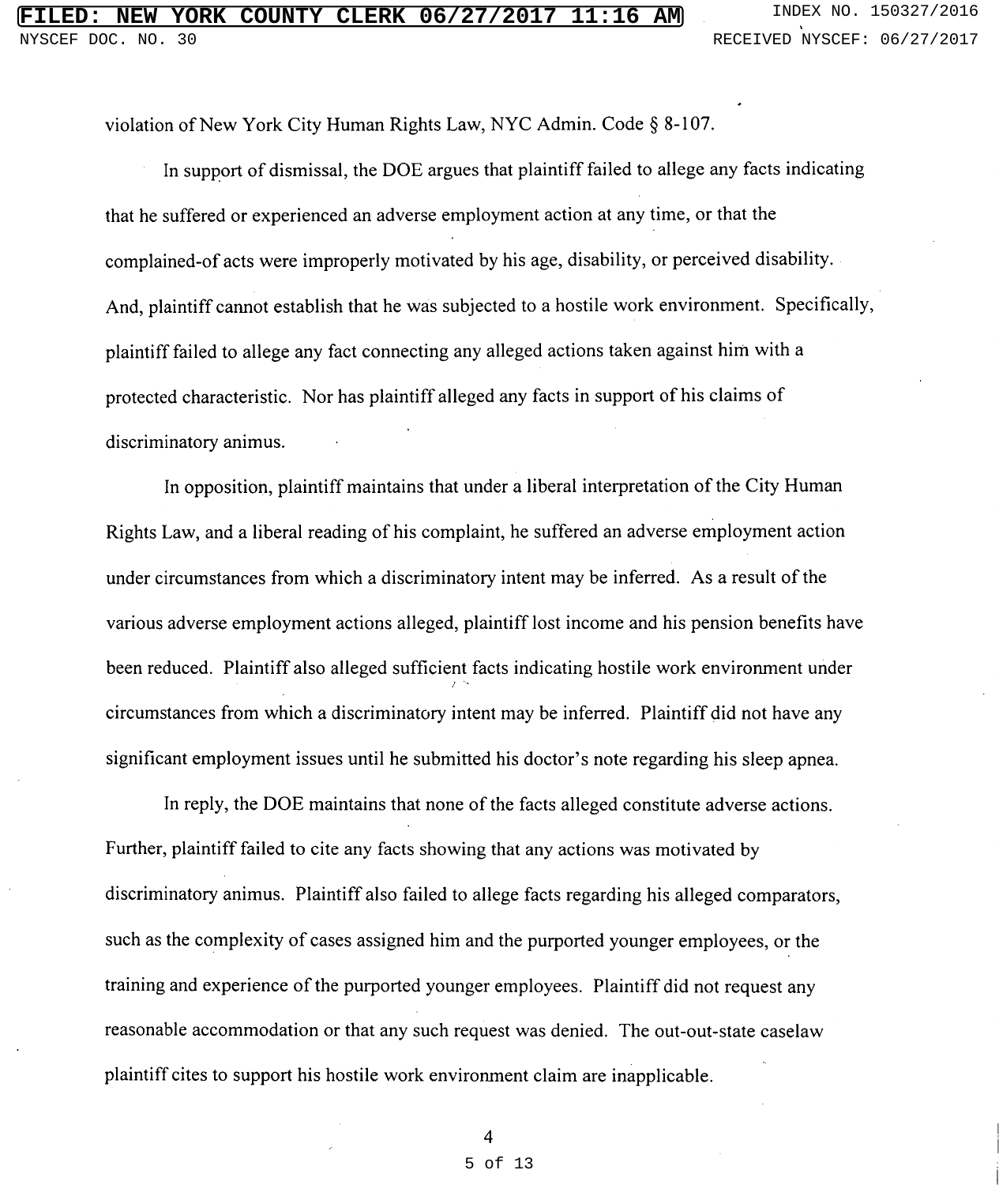violation of New York City Human Rights Law, NYC Admin. Code § 8-107.

In support of dismissal, the DOE argues that plaintiff failed to allege any facts indicating that he suffered or experienced an adverse employment action at any time, or that the complained-of acts were improperly motivated by his age, disability, or perceived disability. And, plaintiff cannot establish that he was subjected to a hostile work environment. Specifically, plaintiff failed to allege any fact connecting any alleged actions taken against him with a protected characteristic. Nor has plaintiff alleged any facts in support of his claims of discriminatory animus.

In opposition, plaintiff maintains that under a liberal interpretation of the City Human Rights Law, and a liberal reading of his complaint, he suffered an adverse employment action under circumstances from which a discriminatory intent may be inferred. As a result of the various adverse employment actions alleged, plaintiff lost income and his pension benefits have been reduced. Plaintiff also alleged sufficient facts indicating hostile work environment under circumstances from which a discriminatory intent may be inferred. Plaintiff did not have any significant employment issues until he submitted his doctor's note regarding his sleep apnea.

In reply, the DOE maintains that none of the facts alleged constitute adverse actions. Further, plaintiff failed to cite any facts showing that any actions was motivated by discriminatory animus. Plaintiff also failed to allege facts regarding his alleged comparators, such as the complexity of cases assigned him and the purported younger employees, or the training and experience of the purported younger employees. Plaintiff did not request any reasonable accommodation or that any such request was denied. The out-out-state caselaw plaintiff cites to support his hostile work environment claim are inapplicable.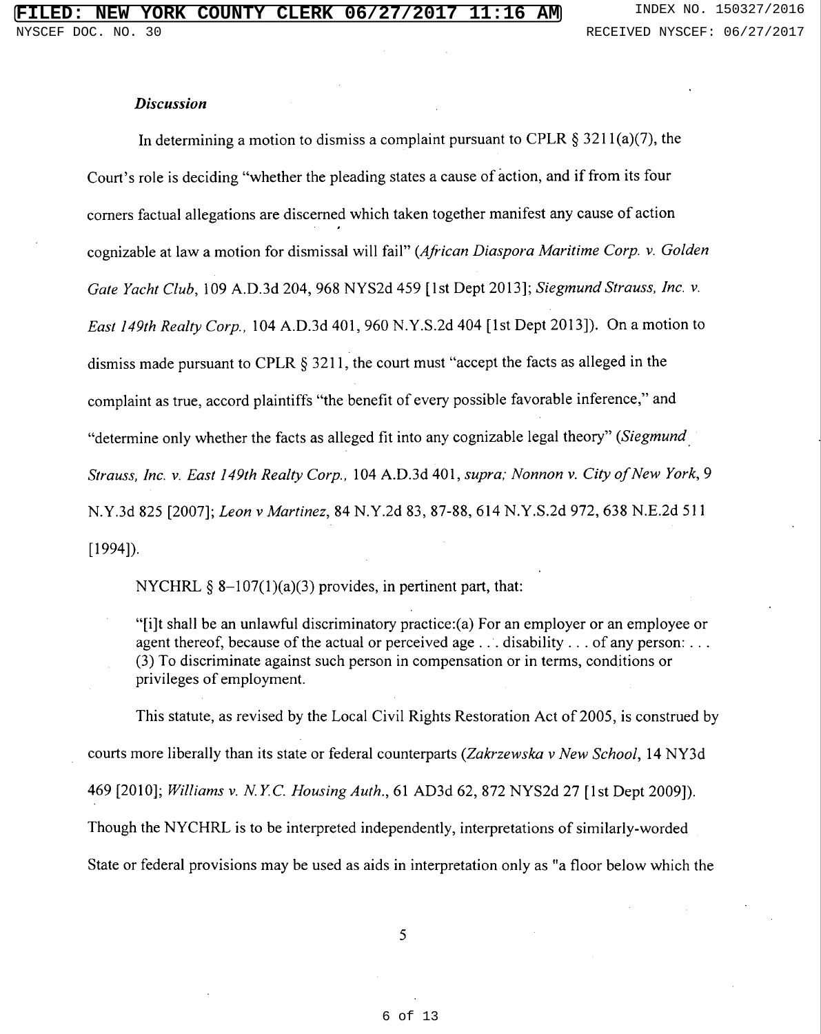***Discussion***

In determining a motion to dismiss a complaint pursuant to CPLR § 3211(a)(7), the Court's role is deciding "whether the pleading states a cause of action, and if from its four corners factual allegations are discerned which taken together manifest any cause of action cognizable at law a motion for dismissal will fail" (*African Diaspora Maritime Corp. v. Golden Gate Yacht Club*, 109 A.D.3d 204, 968 NYS2d 459 [1st Dept 2013]; *Siegmund Strauss, Inc. v. East 149th Realty Corp.*, 104 A.D.3d 401, 960 N.Y.S.2d 404 [1st Dept 2013]). On a motion to dismiss made pursuant to CPLR § 3211, the court must "accept the facts as alleged in the complaint as true, accord plaintiffs "the benefit of every possible favorable inference," and "determine only whether the facts as alleged fit into any cognizable legal theory" (*Siegmund Strauss, Inc. v. East 149th Realty Corp.*, 104 A.D.3d 401, *supra; Nonnon v. City of New York*, 9 N.Y.3d 825 [2007]; *Leon v Martinez*, 84 N.Y.2d 83, 87-88, 614 N.Y.S.2d 972, 638 N.E.2d 511 [1994]).

NYCHRL § 8–107(1)(a)(3) provides, in pertinent part, that:

> "[i]t shall be an unlawful discriminatory practice:(a) For an employer or an employee or agent thereof, because of the actual or perceived age . . . disability . . . of any person: . . . (3) To discriminate against such person in compensation or in terms, conditions or privileges of employment.

This statute, as revised by the Local Civil Rights Restoration Act of 2005, is construed by courts more liberally than its state or federal counterparts (*Zakrzewska v New School*, 14 NY3d 469 [2010]; *Williams v. N.Y.C. Housing Auth.*, 61 AD3d 62, 872 NYS2d 27 [1st Dept 2009]). Though the NYCHRL is to be interpreted independently, interpretations of similarly-worded State or federal provisions may be used as aids in interpretation only as "a floor below which the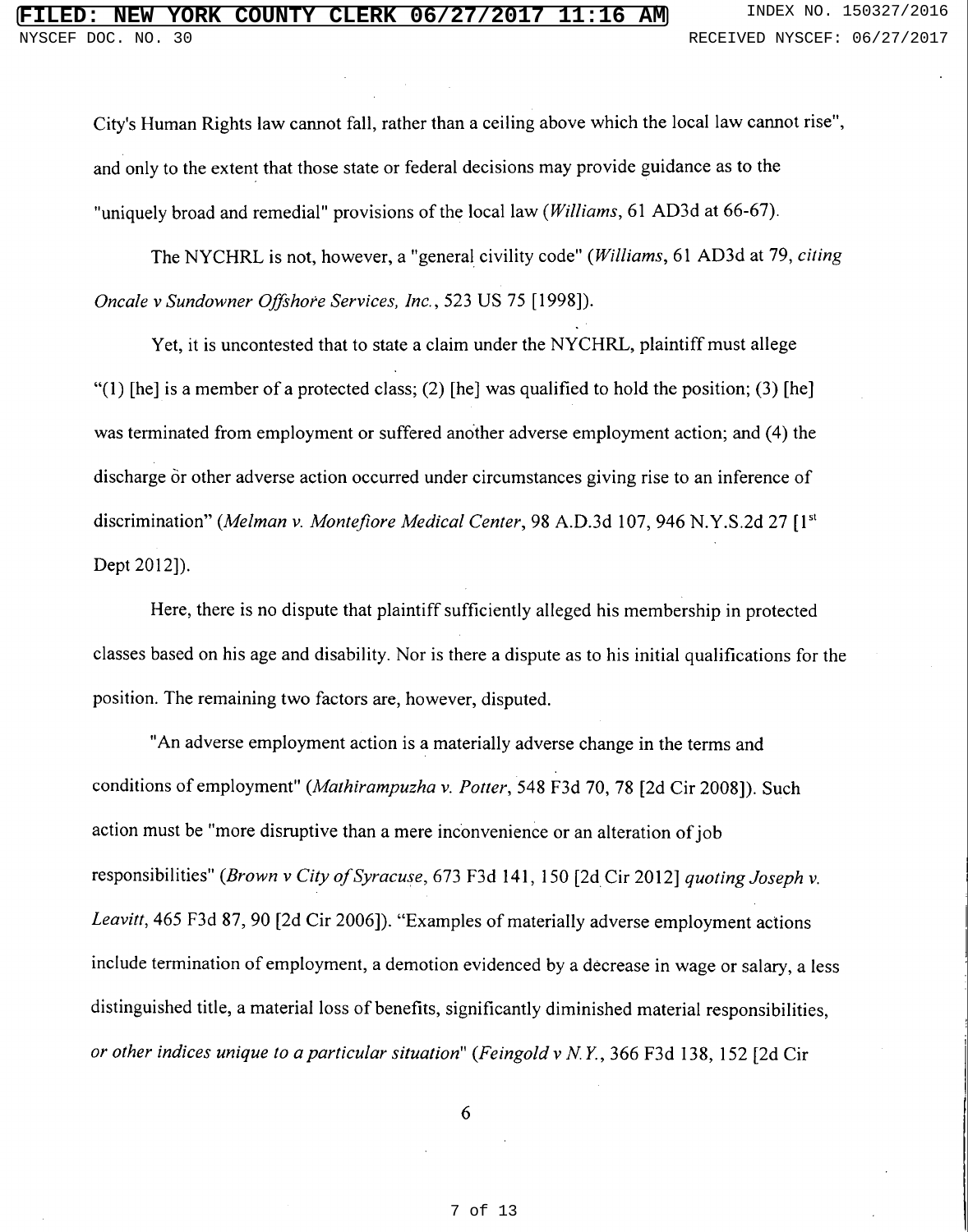City's Human Rights law cannot fall, rather than a ceiling above which the local law cannot rise", and only to the extent that those state or federal decisions may provide guidance as to the "uniquely broad and remedial" provisions of the local law (*Williams*, 61 AD3d at 66-67).

The NYCHRL is not, however, a "general civility code" (*Williams*, 61 AD3d at 79, *citing Oncale v Sundowner Offshore Services, Inc.*, 523 US 75 [1998]).

Yet, it is uncontested that to state a claim under the NYCHRL, plaintiff must allege "(1) [he] is a member of a protected class; (2) [he] was qualified to hold the position; (3) [he] was terminated from employment or suffered another adverse employment action; and (4) the discharge or other adverse action occurred under circumstances giving rise to an inference of discrimination" (*Melman v. Montefiore Medical Center*, 98 A.D.3d 107, 946 N.Y.S.2d 27 [1st Dept 2012]).

Here, there is no dispute that plaintiff sufficiently alleged his membership in protected classes based on his age and disability. Nor is there a dispute as to his initial qualifications for the position. The remaining two factors are, however, disputed.

"An adverse employment action is a materially adverse change in the terms and conditions of employment" (*Mathirampuzha v. Potter*, 548 F3d 70, 78 [2d Cir 2008]). Such action must be "more disruptive than a mere inconvenience or an alteration of job responsibilities" (*Brown v City of Syracuse*, 673 F3d 141, 150 [2d Cir 2012] *quoting Joseph v. Leavitt*, 465 F3d 87, 90 [2d Cir 2006]). "Examples of materially adverse employment actions include termination of employment, a demotion evidenced by a decrease in wage or salary, a less distinguished title, a material loss of benefits, significantly diminished material responsibilities, *or other indices unique to a particular situation*" (*Feingold v N.Y.*, 366 F3d 138, 152 [2d Cir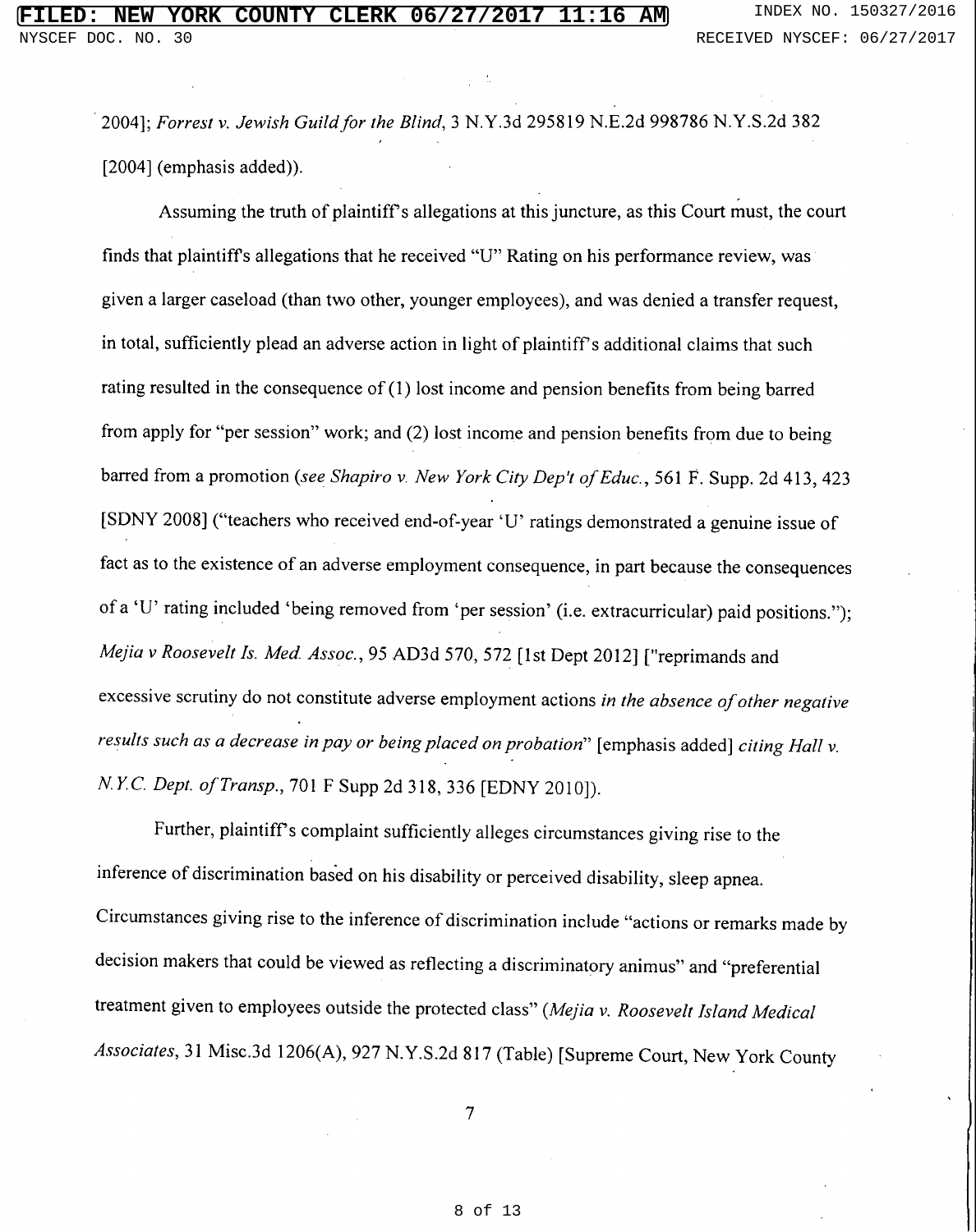2004]; *Forrest v. Jewish Guild for the Blind*, 3 N.Y.3d 295819 N.E.2d 998786 N.Y.S.2d 382 [2004] (emphasis added)).

Assuming the truth of plaintiff's allegations at this juncture, as this Court must, the court finds that plaintiffs allegations that he received "U" Rating on his performance review, was given a larger caseload (than two other, younger employees), and was denied a transfer request, in total, sufficiently plead an adverse action in light of plaintiff's additional claims that such rating resulted in the consequence of (1) lost income and pension benefits from being barred from apply for "per session" work; and (2) lost income and pension benefits from due to being barred from a promotion (*see Shapiro v. New York City Dep't of Educ.*, 561 F. Supp. 2d 413, 423 [SDNY 2008] ("teachers who received end-of-year 'U' ratings demonstrated a genuine issue of fact as to the existence of an adverse employment consequence, in part because the consequences of a 'U' rating included 'being removed from 'per session' (i.e. extracurricular) paid positions."); *Mejia v Roosevelt Is. Med. Assoc.*, 95 AD3d 570, 572 [1st Dept 2012] ["reprimands and excessive scrutiny do not constitute adverse employment actions *in the absence of other negative results such as a decrease in pay or being placed on probation*" [emphasis added] *citing Hall v. N.Y.C. Dept. of Transp.*, 701 F Supp 2d 318, 336 [EDNY 2010]).

Further, plaintiff's complaint sufficiently alleges circumstances giving rise to the inference of discrimination based on his disability or perceived disability, sleep apnea. Circumstances giving rise to the inference of discrimination include "actions or remarks made by decision makers that could be viewed as reflecting a discriminatory animus" and "preferential treatment given to employees outside the protected class" (*Mejia v. Roosevelt Island Medical Associates*, 31 Misc.3d 1206(A), 927 N.Y.S.2d 817 (Table) [Supreme Court, New York County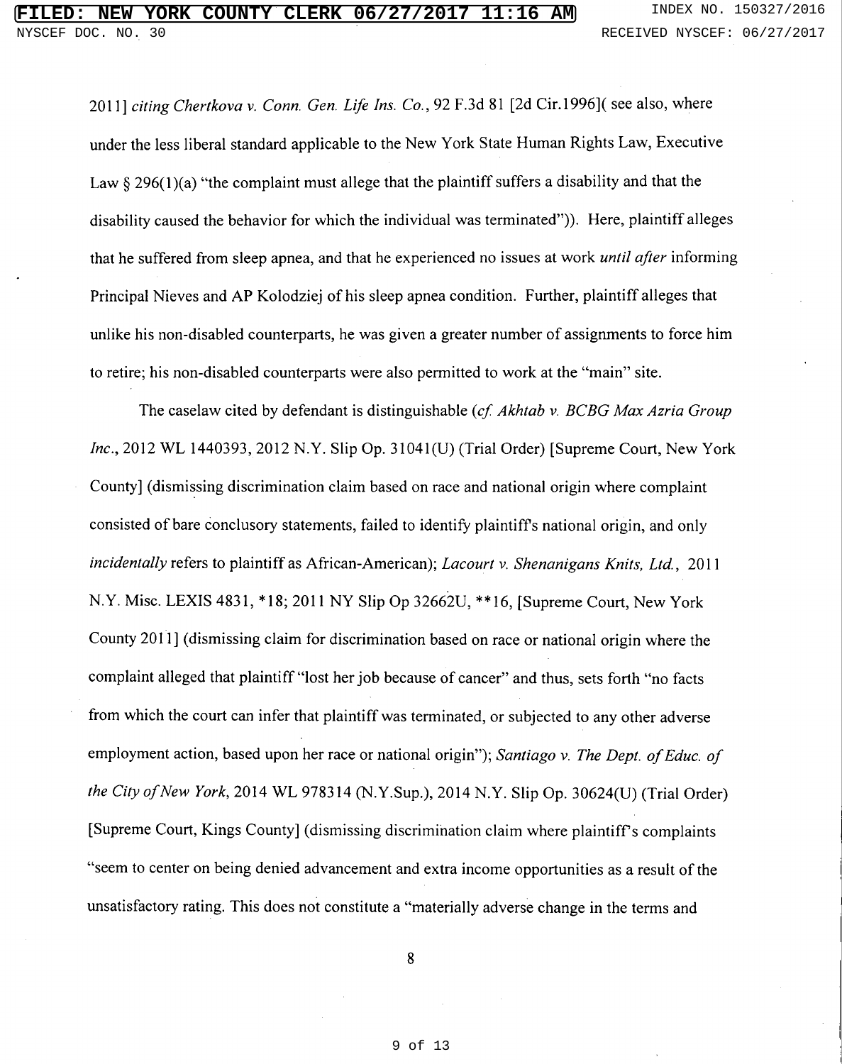2011] *citing Chertkova v. Conn. Gen. Life Ins. Co.*, 92 F.3d 81 [2d Cir.1996]( see also, where under the less liberal standard applicable to the New York State Human Rights Law, Executive Law § 296(1)(a) "the complaint must allege that the plaintiff suffers a disability and that the disability caused the behavior for which the individual was terminated")). Here, plaintiff alleges that he suffered from sleep apnea, and that he experienced no issues at work *until after* informing Principal Nieves and AP Kolodziej of his sleep apnea condition. Further, plaintiff alleges that unlike his non-disabled counterparts, he was given a greater number of assignments to force him to retire; his non-disabled counterparts were also permitted to work at the "main" site.

The caselaw cited by defendant is distinguishable (*cf. Akhtab v. BCBG Max Azria Group Inc.*, 2012 WL 1440393, 2012 N.Y. Slip Op. 31041(U) (Trial Order) [Supreme Court, New York County] (dismissing discrimination claim based on race and national origin where complaint consisted of bare conclusory statements, failed to identify plaintiff's national origin, and only *incidentally* refers to plaintiff as African-American); *Lacourt v. Shenanigans Knits, Ltd.*, 2011 N.Y. Misc. LEXIS 4831, *18; 2011 NY Slip Op 32662U, **16, [Supreme Court, New York County 2011] (dismissing claim for discrimination based on race or national origin where the complaint alleged that plaintiff "lost her job because of cancer" and thus, sets forth "no facts from which the court can infer that plaintiff was terminated, or subjected to any other adverse employment action, based upon her race or national origin"); *Santiago v. The Dept. of Educ. of the City of New York*, 2014 WL 978314 (N.Y.Sup.), 2014 N.Y. Slip Op. 30624(U) (Trial Order) [Supreme Court, Kings County] (dismissing discrimination claim where plaintiff's complaints "seem to center on being denied advancement and extra income opportunities as a result of the unsatisfactory rating. This does not constitute a "materially adverse change in the terms and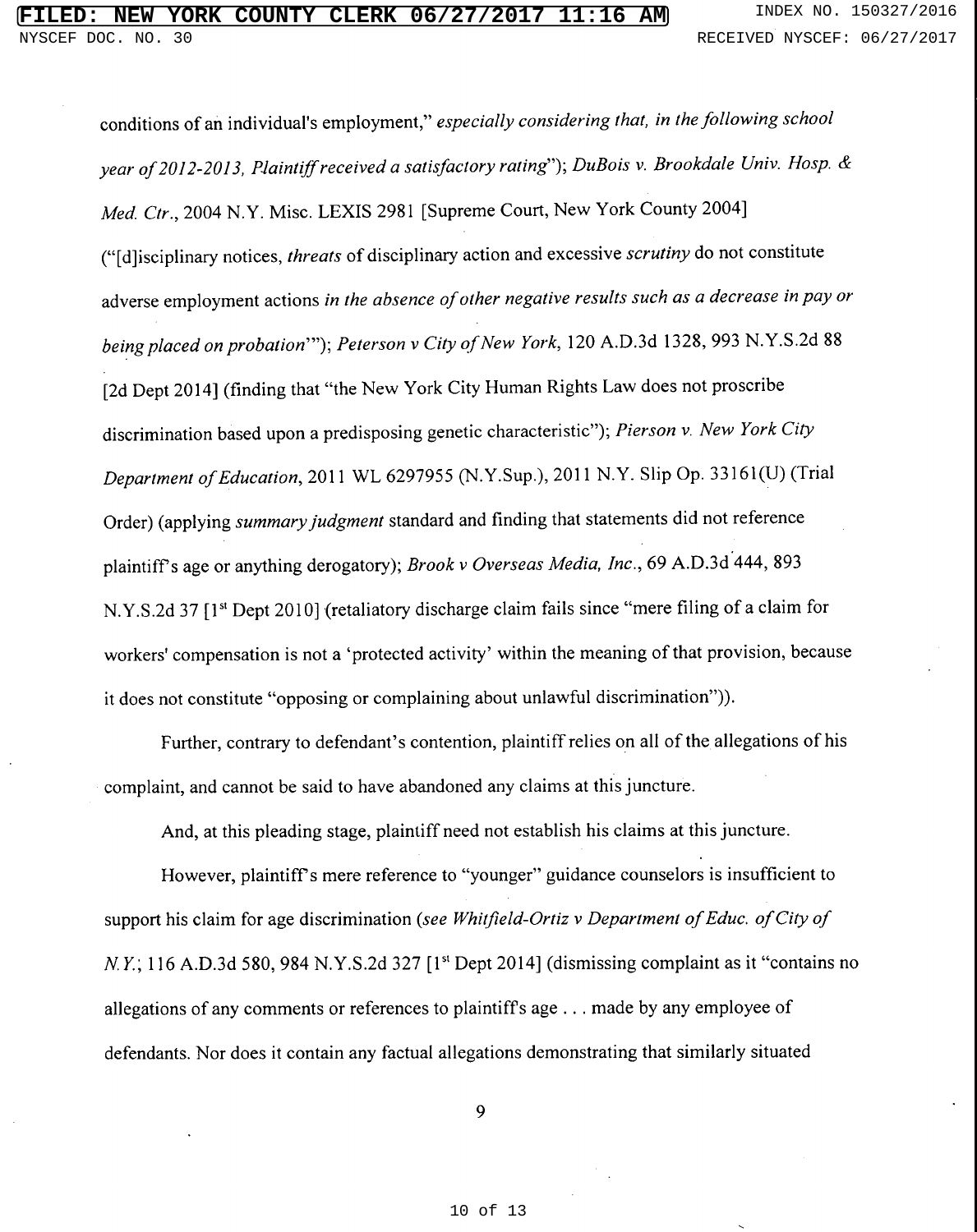conditions of an individual's employment," *especially considering that, in the following school year of 2012-2013, Plaintiff received a satisfactory rating*"); *DuBois v. Brookdale Univ. Hosp. & Med. Ctr.*, 2004 N.Y. Misc. LEXIS 2981 [Supreme Court, New York County 2004] ("[d]isciplinary notices, *threats* of disciplinary action and excessive *scrutiny* do not constitute adverse employment actions *in the absence of other negative results such as a decrease in pay or being placed on probation*'"); *Peterson v City of New York*, 120 A.D.3d 1328, 993 N.Y.S.2d 88 [2d Dept 2014] (finding that "the New York City Human Rights Law does not proscribe discrimination based upon a predisposing genetic characteristic"); *Pierson v. New York City Department of Education*, 2011 WL 6297955 (N.Y.Sup.), 2011 N.Y. Slip Op. 33161(U) (Trial Order) (applying *summary judgment* standard and finding that statements did not reference plaintiff's age or anything derogatory); *Brook v Overseas Media, Inc.*, 69 A.D.3d 444, 893 N.Y.S.2d 37 [1st Dept 2010] (retaliatory discharge claim fails since "mere filing of a claim for workers' compensation is not a 'protected activity' within the meaning of that provision, because it does not constitute "opposing or complaining about unlawful discrimination")).

Further, contrary to defendant's contention, plaintiff relies on all of the allegations of his complaint, and cannot be said to have abandoned any claims at this juncture.

And, at this pleading stage, plaintiff need not establish his claims at this juncture.

However, plaintiff's mere reference to "younger" guidance counselors is insufficient to support his claim for age discrimination (*see Whitfield-Ortiz v Department of Educ. of City of N.Y.*; 116 A.D.3d 580, 984 N.Y.S.2d 327 [1st Dept 2014] (dismissing complaint as it "contains no allegations of any comments or references to plaintiff's age . . . made by any employee of defendants. Nor does it contain any factual allegations demonstrating that similarly situated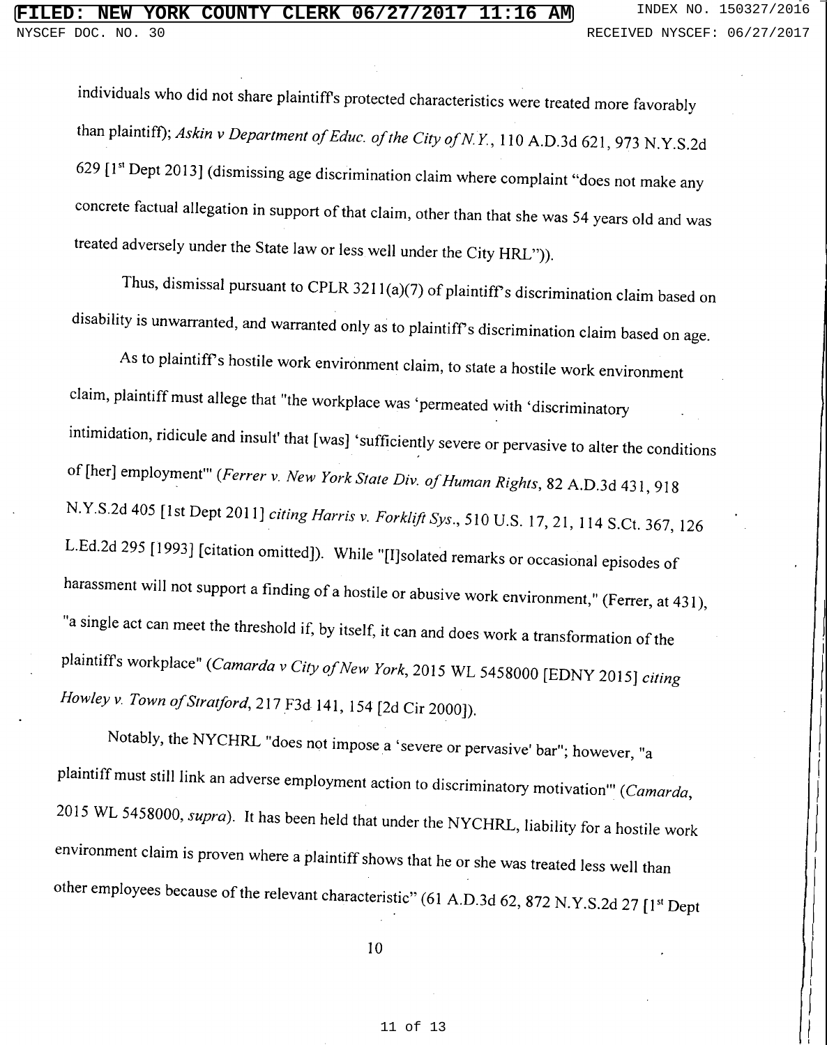individuals who did not share plaintiff's protected characteristics were treated more favorably than plaintiff); *Askin v Department of Educ. of the City of N.Y.*, 110 A.D.3d 621, 973 N.Y.S.2d 629 [1st Dept 2013] (dismissing age discrimination claim where complaint "does not make any concrete factual allegation in support of that claim, other than that she was 54 years old and was treated adversely under the State law or less well under the City HRL")).

Thus, dismissal pursuant to CPLR 3211(a)(7) of plaintiff's discrimination claim based on disability is unwarranted, and warranted only as to plaintiff's discrimination claim based on age.

As to plaintiff's hostile work environment claim, to state a hostile work environment claim, plaintiff must allege that "the workplace was 'permeated with 'discriminatory intimidation, ridicule and insult' that [was] 'sufficiently severe or pervasive to alter the conditions of [her] employment'" (*Ferrer v. New York State Div. of Human Rights*, 82 A.D.3d 431, 918 N.Y.S.2d 405 [1st Dept 2011] *citing Harris v. Forklift Sys.*, 510 U.S. 17, 21, 114 S.Ct. 367, 126 L.Ed.2d 295 [1993] [citation omitted]). While "[I]solated remarks or occasional episodes of harassment will not support a finding of a hostile or abusive work environment," (Ferrer, at 431), "a single act can meet the threshold if, by itself, it can and does work a transformation of the plaintiff's workplace" (*Camarda v City of New York*, 2015 WL 5458000 [EDNY 2015] *citing Howley v. Town of Stratford*, 217 F3d 141, 154 [2d Cir 2000]).

Notably, the NYCHRL "does not impose a 'severe or pervasive' bar"; however, "a plaintiff must still link an adverse employment action to discriminatory motivation'" (*Camarda*, 2015 WL 5458000, *supra*). It has been held that under the NYCHRL, liability for a hostile work environment claim is proven where a plaintiff shows that he or she was treated less well than other employees because of the relevant characteristic" (61 A.D.3d 62, 872 N.Y.S.2d 27 [1st Dept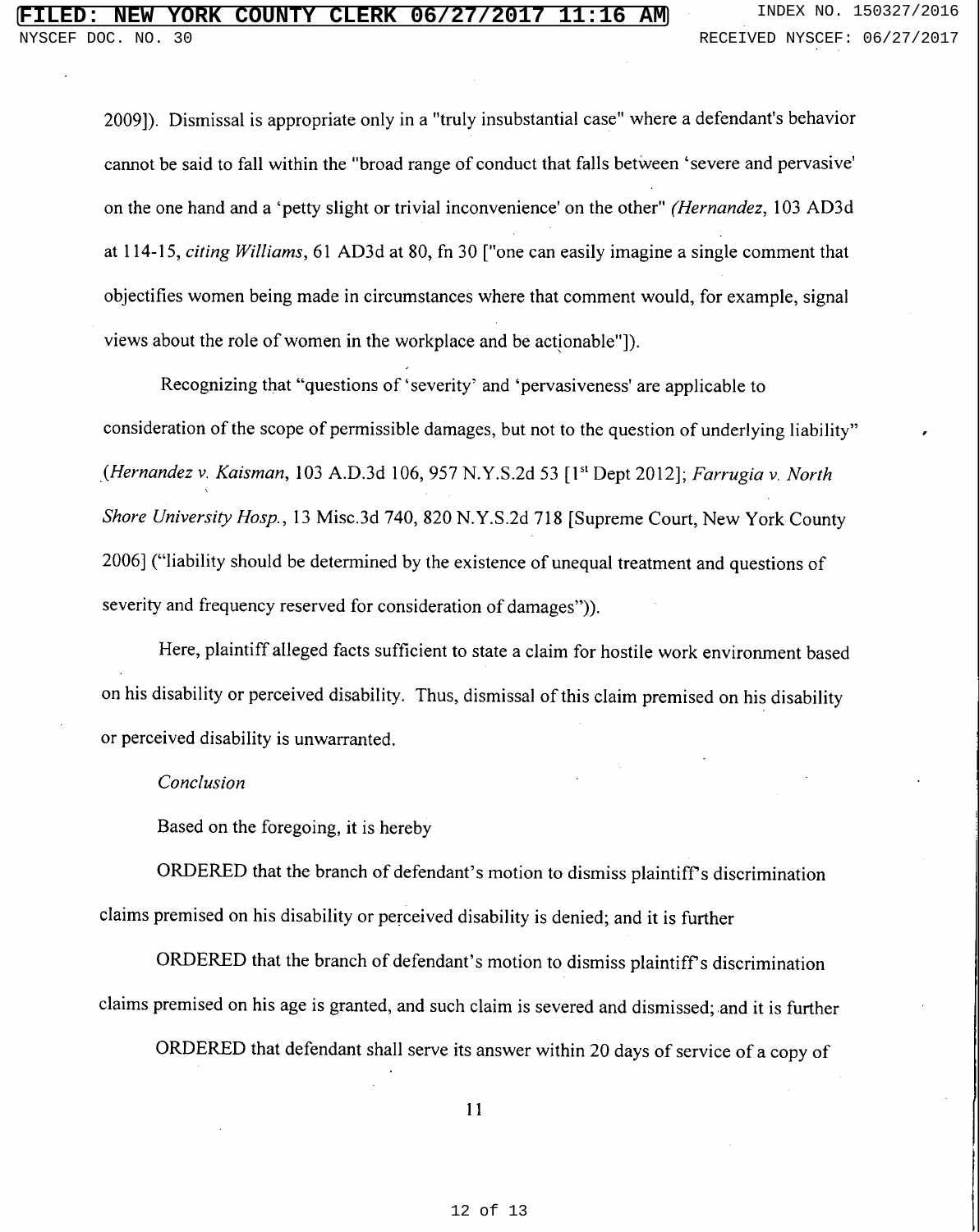2009]). Dismissal is appropriate only in a "truly insubstantial case" where a defendant's behavior cannot be said to fall within the "broad range of conduct that falls between 'severe and pervasive' on the one hand and a 'petty slight or trivial inconvenience' on the other" *(Hernandez*, 103 AD3d at 114-15, *citing Williams*, 61 AD3d at 80, fn 30 ["one can easily imagine a single comment that objectifies women being made in circumstances where that comment would, for example, signal views about the role of women in the workplace and be actionable"]).

Recognizing that "questions of 'severity' and 'pervasiveness' are applicable to consideration of the scope of permissible damages, but not to the question of underlying liability" (*Hernandez v. Kaisman*, 103 A.D.3d 106, 957 N.Y.S.2d 53 [1st Dept 2012]; *Farrugia v. North Shore University Hosp.*, 13 Misc.3d 740, 820 N.Y.S.2d 718 [Supreme Court, New York County 2006] ("liability should be determined by the existence of unequal treatment and questions of severity and frequency reserved for consideration of damages")).

Here, plaintiff alleged facts sufficient to state a claim for hostile work environment based on his disability or perceived disability. Thus, dismissal of this claim premised on his disability or perceived disability is unwarranted.

*Conclusion*

Based on the foregoing, it is hereby

ORDERED that the branch of defendant's motion to dismiss plaintiff's discrimination claims premised on his disability or perceived disability is denied; and it is further

ORDERED that the branch of defendant's motion to dismiss plaintiff's discrimination claims premised on his age is granted, and such claim is severed and dismissed; and it is further

ORDERED that defendant shall serve its answer within 20 days of service of a copy of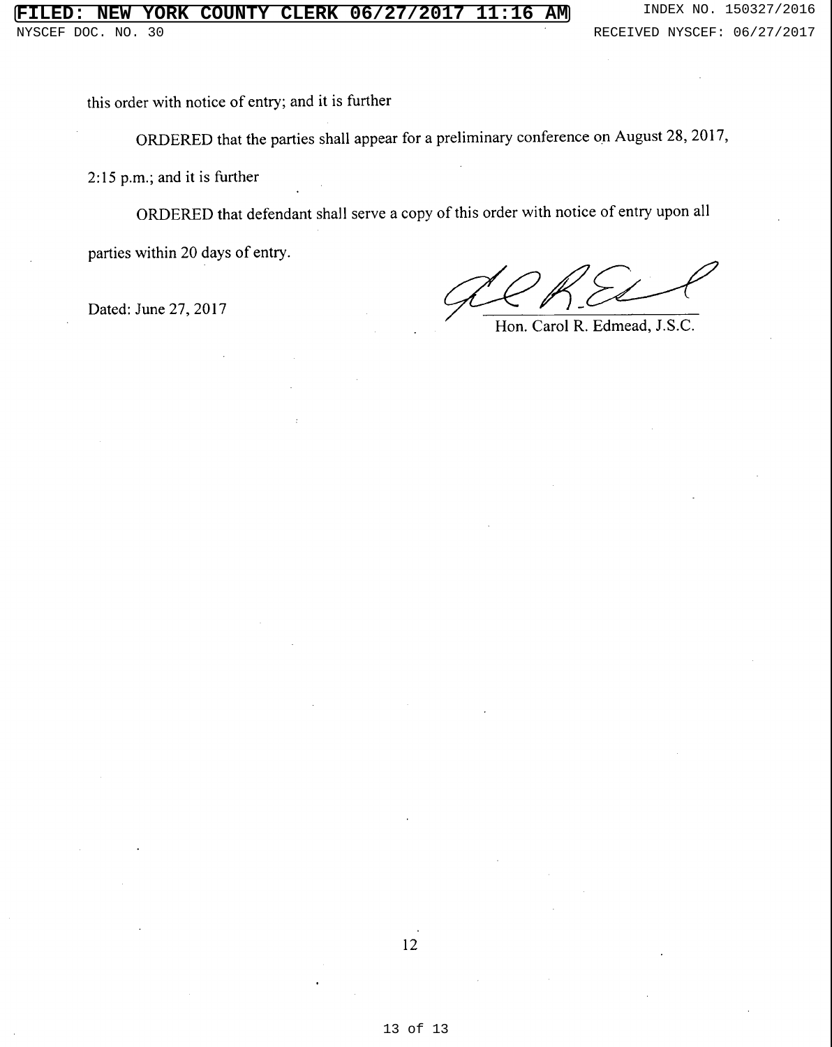this order with notice of entry; and it is further

ORDERED that the parties shall appear for a preliminary conference on August 28, 2017, 2:15 p.m.; and it is further

ORDERED that defendant shall serve a copy of this order with notice of entry upon all parties within 20 days of entry.

Dated: June 27, 2017

Hon. Carol R. Edmead, J.S.C.